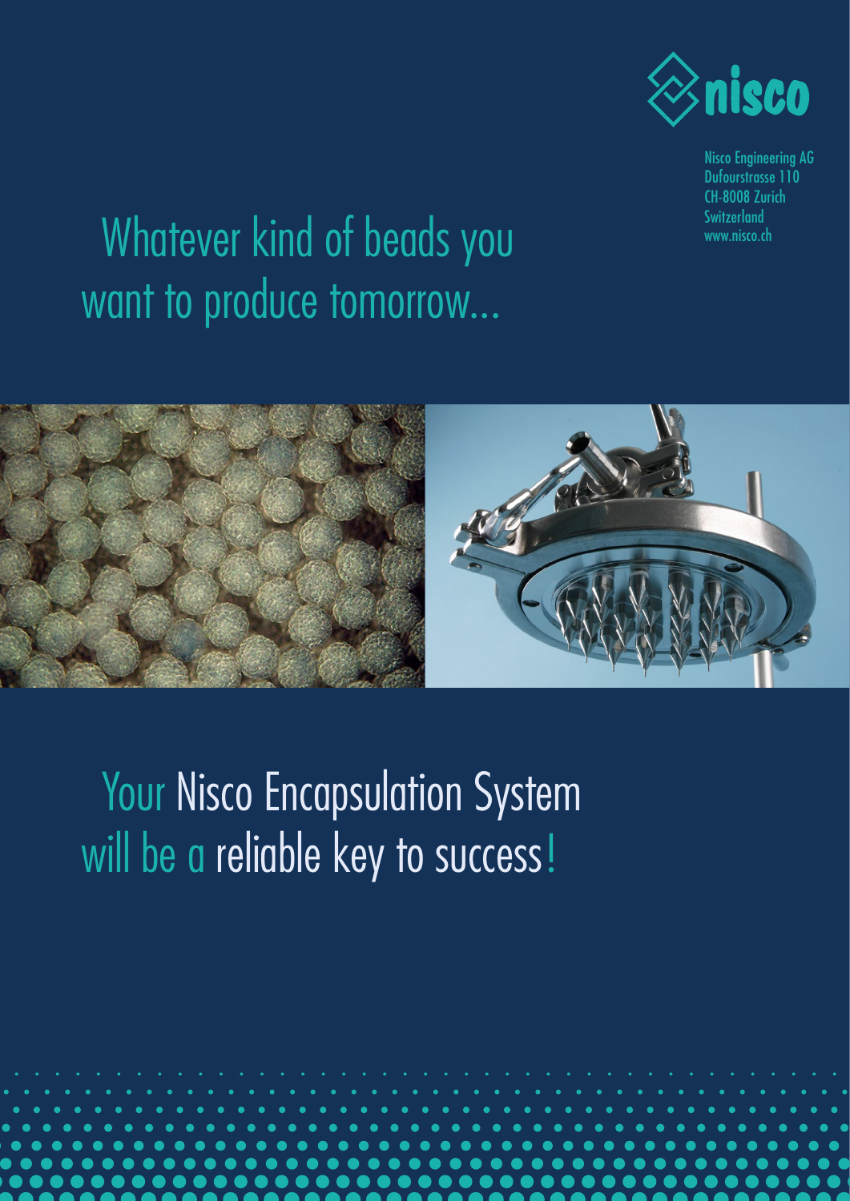nisco

Nisco Engineering AG
Dufourstrasse 110
CH-8008 Zurich
Switzerland
www.nisco.ch

# Whatever kind of beads you want to produce tomorrow...

# Your Nisco Encapsulation System will be a reliable key to success!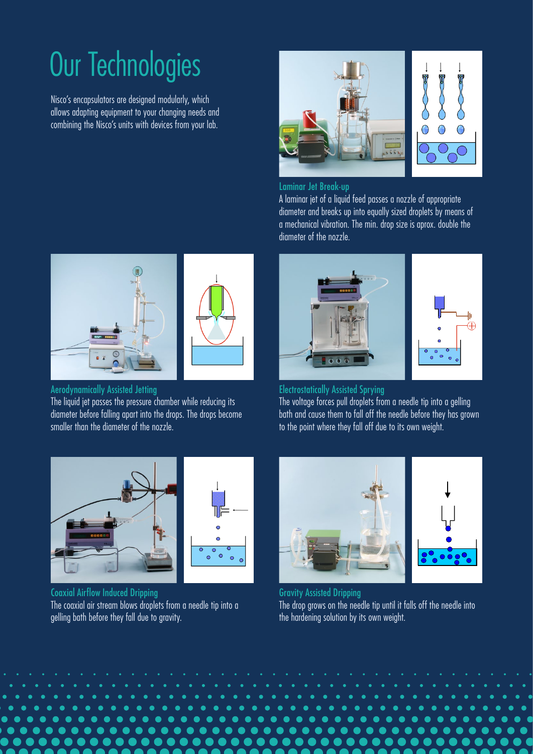# Our Technologies

Nisco's encapsulators are designed modularly, which allows adapting equipment to your changing needs and combining the Nisco's units with devices from your lab.

### Laminar Jet Break-up

A laminar jet of a liquid feed passes a nozzle of appropriate diameter and breaks up into equally sized droplets by means of a mechanical vibration. The min. drop size is aprox. double the diameter of the nozzle.

### Aerodynamically Assisted Jetting

The liquid jet passes the pressure chamber while reducing its diameter before falling apart into the drops. The drops become smaller than the diameter of the nozzle.

### Electrostatically Assisted Sprying

The voltage forces pull droplets from a needle tip into a gelling bath and cause them to fall off the needle before they has grown to the point where they fall off due to its own weight.

### Coaxial Airflow Induced Dripping

The coaxial air stream blows droplets from a needle tip into a gelling bath before they fall due to gravity.

### Gravity Assisted Dripping

The drop grows on the needle tip until it falls off the needle into the hardening solution by its own weight.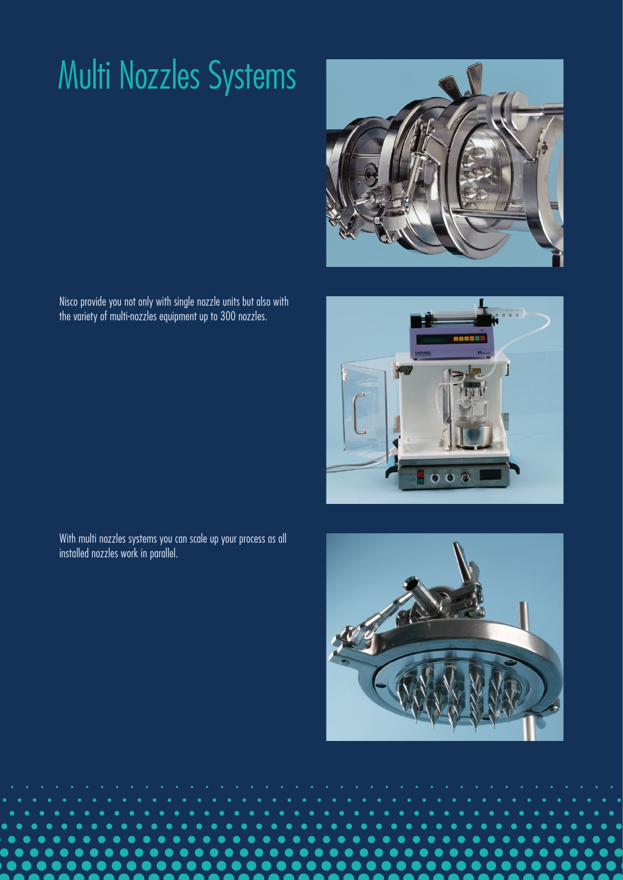# Multi Nozzles Systems

Nisco provide you not only with single nozzle units but also with the variety of multi-nozzles equipment up to 300 nozzles.

With multi nozzles systems you can scale up your process as all installed nozzles work in parallel.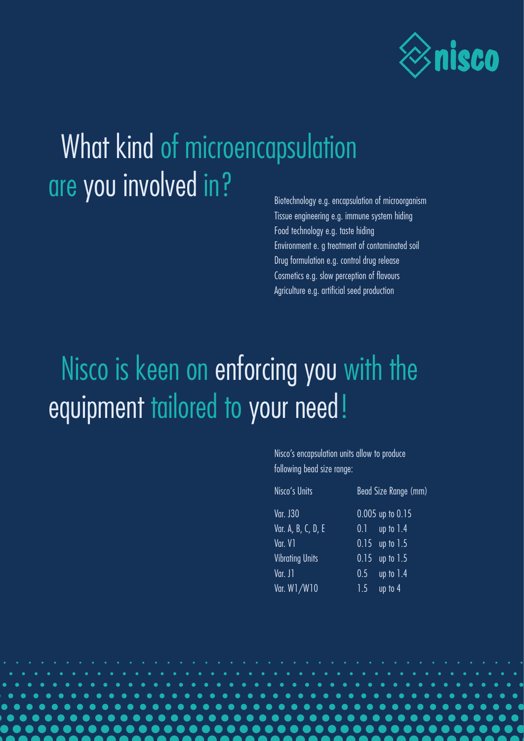nisco

# What kind of microencapsulation are you involved in?

Biotechnology e.g. encapsulation of microorganism
Tissue engineering e.g. immune system hiding
Food technology e.g. taste hiding
Environment e. g treatment of contaminated soil
Drug formulation e.g. control drug release
Cosmetics e.g. slow perception of flavours
Agriculture e.g. artificial seed production

# Nisco is keen on enforcing you with the equipment tailored to your need!

Nisco's encapsulation units allow to produce following bead size range:

| Nisco's Units | Bead Size Range (mm) |
| --- | --- |
| Var. J30 | 0.005 up to 0.15 |
| Var. A, B, C, D, E | 0.1 up to 1.4 |
| Var. V1 | 0.15 up to 1.5 |
| Vibrating Units | 0.15 up to 1.5 |
| Var. J1 | 0.5 up to 1.4 |
| Var. W1/W10 | 1.5 up to 4 |